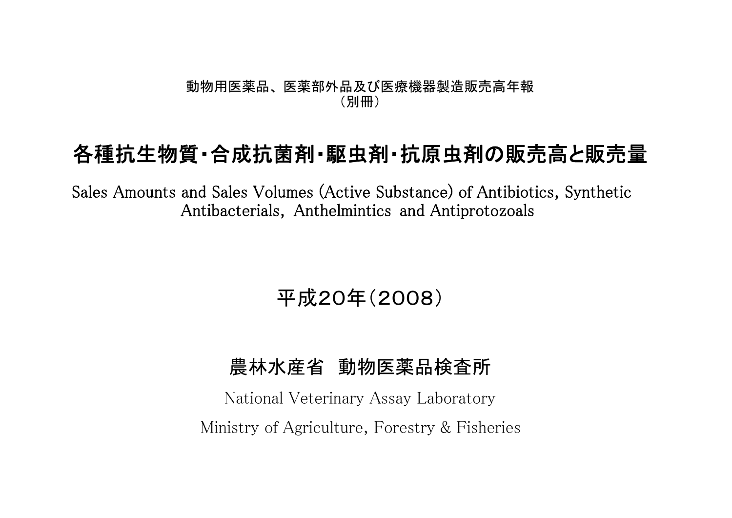動物用医薬品、医薬部外品及び医療機器製造販売高年報
（別冊）

# 各種抗生物質・合成抗菌剤・駆虫剤・抗原虫剤の販売高と販売量

Sales Amounts and Sales Volumes (Active Substance) of Antibiotics, Synthetic Antibacterials, Anthelmintics and Antiprotozoals

## 平成20年（2008）

## 農林水産省　動物医薬品検査所

National Veterinary Assay Laboratory

Ministry of Agriculture, Forestry & Fisheries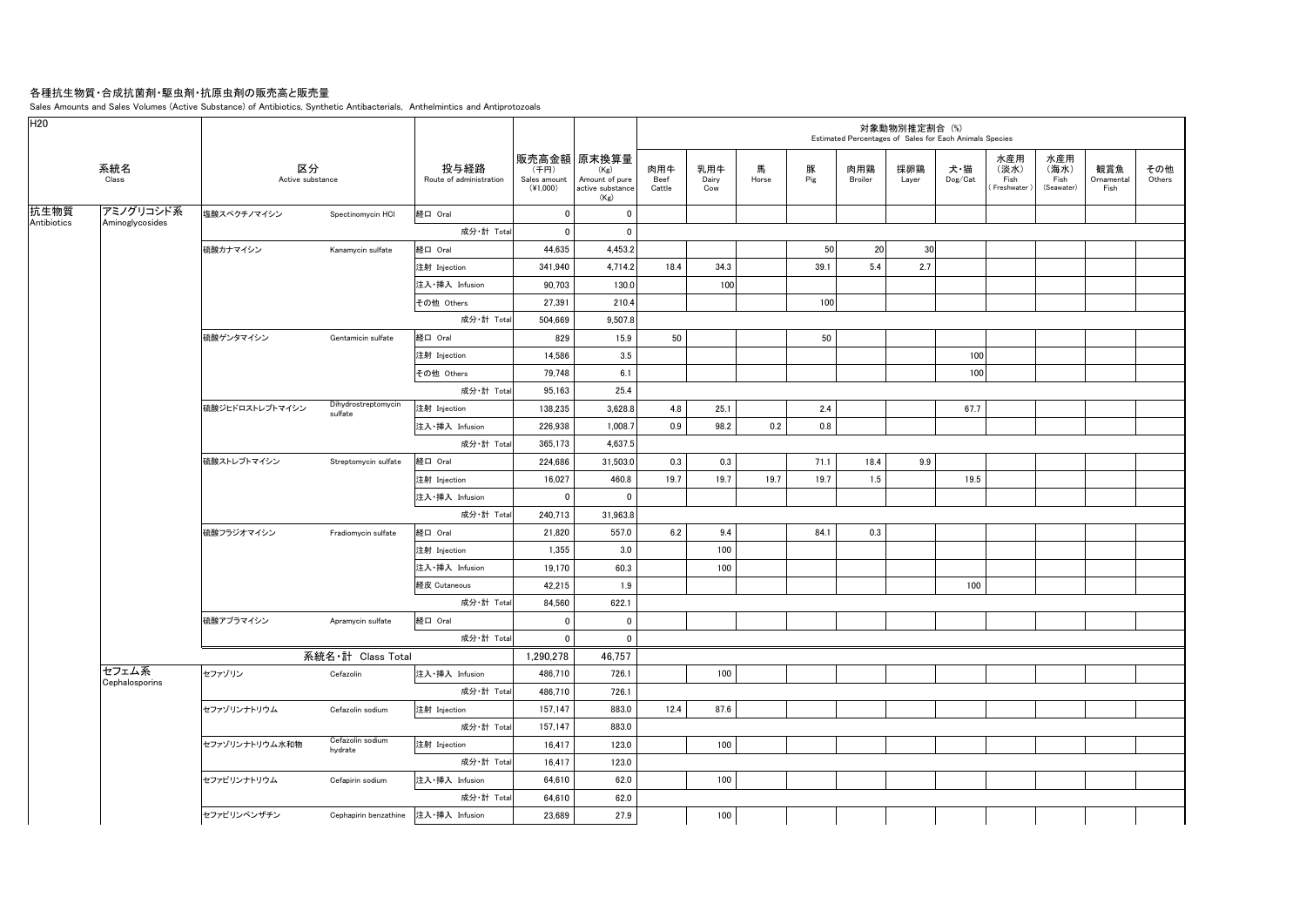# 各種抗生物質・合成抗菌剤・駆虫剤・抗原虫剤の販売高と販売量

Sales Amounts and Sales Volumes (Active Substance) of Antibiotics, Synthetic Antibacterials, Anthelmintics and Antiprotozoals

H20

| 系統名 Class | | 区分 Active substance | | 投与経路 Route of administration | 販売高金額 (千円) Sales amount (¥1,000) | 原末換算量 (Kg) Amount of pure active substance (Kg) | 対象動物別推定割合 (%) Estimated Percentages of Sales for Each Animals Species 肉用牛 Beef Cattle | 乳用牛 Dairy Cow | 馬 Horse | 豚 Pig | 肉用鶏 Broiler | 採卵鶏 Layer | 犬・猫 Dog/Cat | 水産用(淡水) Fish (Freshwater) | 水産用(海水) Fish (Seawater) | 観賞魚 Ornamental Fish | その他 Others |
|---|---|---|---|---|---|---|---|---|---|---|---|---|---|---|---|---|---|
| 抗生物質 Antibiotics | アミノグリコシド系 Aminoglycosides | 塩酸スペクチノマイシン | Spectinomycin HCl | 経口 Oral | 0 | 0 | | | | | | | | | | | |
| | | | | 成分・計 Total | 0 | 0 | | | | | | | | | | | |
| | | 硫酸カナマイシン | Kanamycin sulfate | 経口 Oral | 44,635 | 4,453.2 | | | | 50 | 20 | 30 | | | | | |
| | | | | 注射 Injection | 341,940 | 4,714.2 | 18.4 | 34.3 | | 39.1 | 5.4 | 2.7 | | | | | |
| | | | | 注入・挿入 Infusion | 90,703 | 130.0 | | 100 | | | | | | | | | |
| | | | | その他 Others | 27,391 | 210.4 | | | | 100 | | | | | | | |
| | | | | 成分・計 Total | 504,669 | 9,507.8 | | | | | | | | | | | |
| | | 硫酸ゲンタマイシン | Gentamicin sulfate | 経口 Oral | 829 | 15.9 | 50 | | | 50 | | | | | | | |
| | | | | 注射 Injection | 14,586 | 3.5 | | | | | | | 100 | | | | |
| | | | | その他 Others | 79,748 | 6.1 | | | | | | | 100 | | | | |
| | | | | 成分・計 Total | 95,163 | 25.4 | | | | | | | | | | | |
| | | 硫酸ジヒドロストレプトマイシン | Dihydrostreptomycin sulfate | 注射 Injection | 138,235 | 3,628.8 | 4.8 | 25.1 | | 2.4 | | | 67.7 | | | | |
| | | | | 注入・挿入 Infusion | 226,938 | 1,008.7 | 0.9 | 98.2 | 0.2 | 0.8 | | | | | | | |
| | | | | 成分・計 Total | 365,173 | 4,637.5 | | | | | | | | | | | |
| | | 硫酸ストレプトマイシン | Streptomycin sulfate | 経口 Oral | 224,686 | 31,503.0 | 0.3 | 0.3 | | 71.1 | 18.4 | 9.9 | | | | | |
| | | | | 注射 Injection | 16,027 | 460.8 | 19.7 | 19.7 | 19.7 | 19.7 | 1.5 | | 19.5 | | | | |
| | | | | 注入・挿入 Infusion | 0 | 0 | | | | | | | | | | | |
| | | | | 成分・計 Total | 240,713 | 31,963.8 | | | | | | | | | | | |
| | | 硫酸フラジオマイシン | Fradiomycin sulfate | 経口 Oral | 21,820 | 557.0 | 6.2 | 9.4 | | 84.1 | 0.3 | | | | | | |
| | | | | 注射 Injection | 1,355 | 3.0 | | 100 | | | | | | | | | |
| | | | | 注入・挿入 Infusion | 19,170 | 60.3 | | 100 | | | | | | | | | |
| | | | | 経皮 Cutaneous | 42,215 | 1.9 | | | | | | | 100 | | | | |
| | | | | 成分・計 Total | 84,560 | 622.1 | | | | | | | | | | | |
| | | 硫酸アプラマイシン | Apramycin sulfate | 経口 Oral | 0 | 0 | | | | | | | | | | | |
| | | | | 成分・計 Total | 0 | 0 | | | | | | | | | | | |
| | | 系統名・計 Class Total | | | 1,290,278 | 46,757 | | | | | | | | | | | |
| | セフェム系 Cephalosporins | セファゾリン | Cefazolin | 注入・挿入 Infusion | 486,710 | 726.1 | | 100 | | | | | | | | | |
| | | | | 成分・計 Total | 486,710 | 726.1 | | | | | | | | | | | |
| | | セファゾリンナトリウム | Cefazolin sodium | 注射 Injection | 157,147 | 883.0 | 12.4 | 87.6 | | | | | | | | | |
| | | | | 成分・計 Total | 157,147 | 883.0 | | | | | | | | | | | |
| | | セファゾリンナトリウム水和物 | Cefazolin sodium hydrate | 注射 Injection | 16,417 | 123.0 | | 100 | | | | | | | | | |
| | | | | 成分・計 Total | 16,417 | 123.0 | | | | | | | | | | | |
| | | セファピリンナトリウム | Cefapirin sodium | 注入・挿入 Infusion | 64,610 | 62.0 | | 100 | | | | | | | | | |
| | | | | 成分・計 Total | 64,610 | 62.0 | | | | | | | | | | | |
| | | セファピリンベンザチン | Cephapirin benzathine | 注入・挿入 Infusion | 23,689 | 27.9 | | 100 | | | | | | | | | |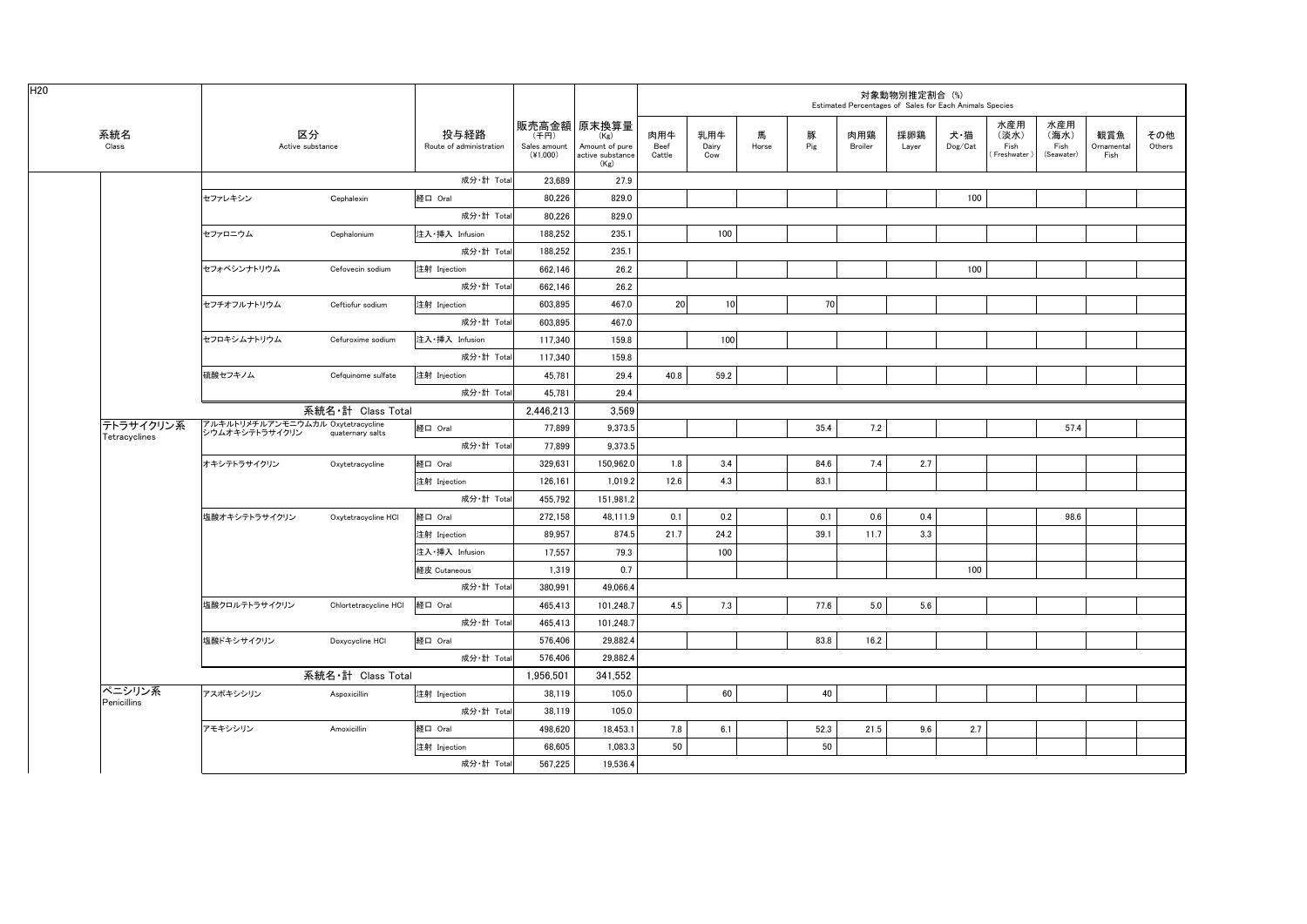H20

| 系統名 Class | 区分 Active substance | | 投与経路 Route of administration | 販売高金額 (千円) Sales amount (¥1,000) | 原末換算量 (Kg) Amount of pure active substance (Kg) | 対象動物別推定割合 (%) Estimated Percentages of Sales for Each Animals Species 肉用牛 Beef Cattle | 乳用牛 Dairy Cow | 馬 Horse | 豚 Pig | 肉用鶏 Broiler | 採卵鶏 Layer | 犬・猫 Dog/Cat | 水産用(淡水) Fish (Freshwater) | 水産用(海水) Fish (Seawater) | 観賞魚 Ornamental Fish | その他 Others |
|---|---|---|---|---|---|---|---|---|---|---|---|---|---|---|---|---|
| | | | 成分・計 Total | 23,689 | 27.9 | | | | | | | | | | | |
| | セファレキシン | Cephalexin | 経口 Oral | 80,226 | 829.0 | | | | | | | 100 | | | | |
| | | | 成分・計 Total | 80,226 | 829.0 | | | | | | | | | | | |
| | セファロニウム | Cephalonium | 注入・挿入 Infusion | 188,252 | 235.1 | | 100 | | | | | | | | | |
| | | | 成分・計 Total | 188,252 | 235.1 | | | | | | | | | | | |
| | セフォベシンナトリウム | Cefovecin sodium | 注射 Injection | 662,146 | 26.2 | | | | | | | 100 | | | | |
| | | | 成分・計 Total | 662,146 | 26.2 | | | | | | | | | | | |
| | セフチオフルナトリウム | Ceftiofur sodium | 注射 Injection | 603,895 | 467.0 | 20 | 10 | | 70 | | | | | | | |
| | | | 成分・計 Total | 603,895 | 467.0 | | | | | | | | | | | |
| | セフロキシムナトリウム | Cefuroxime sodium | 注入・挿入 Infusion | 117,340 | 159.8 | | 100 | | | | | | | | | |
| | | | 成分・計 Total | 117,340 | 159.8 | | | | | | | | | | | |
| | 硫酸セフキノム | Cefquinome sulfate | 注射 Injection | 45,781 | 29.4 | 40.8 | 59.2 | | | | | | | | | |
| | | | 成分・計 Total | 45,781 | 29.4 | | | | | | | | | | | |
| | 系統名・計 Class Total | | | 2,446,213 | 3,569 | | | | | | | | | | | |
| テトラサイクリン系 Tetracyclines | アルキルトリメチルアンモニウムカルシウムオキシテトラサイクリン | Oxytetracycline quaternary salts | 経口 Oral | 77,899 | 9,373.5 | | | | 35.4 | 7.2 | | | | 57.4 | | |
| | | | 成分・計 Total | 77,899 | 9,373.5 | | | | | | | | | | | |
| | オキシテトラサイクリン | Oxytetracycline | 経口 Oral | 329,631 | 150,962.0 | 1.8 | 3.4 | | 84.6 | 7.4 | 2.7 | | | | | |
| | | | 注射 Injection | 126,161 | 1,019.2 | 12.6 | 4.3 | | 83.1 | | | | | | | |
| | | | 成分・計 Total | 455,792 | 151,981.2 | | | | | | | | | | | |
| | 塩酸オキシテトラサイクリン | Oxytetracycline HCl | 経口 Oral | 272,158 | 48,111.9 | 0.1 | 0.2 | | 0.1 | 0.6 | 0.4 | | | 98.6 | | |
| | | | 注射 Injection | 89,957 | 874.5 | 21.7 | 24.2 | | 39.1 | 11.7 | 3.3 | | | | | |
| | | | 注入・挿入 Infusion | 17,557 | 79.3 | | 100 | | | | | | | | | |
| | | | 経皮 Cutaneous | 1,319 | 0.7 | | | | | | | 100 | | | | |
| | | | 成分・計 Total | 380,991 | 49,066.4 | | | | | | | | | | | |
| | 塩酸クロルテトラサイクリン | Chlortetracycline HCl | 経口 Oral | 465,413 | 101,248.7 | 4.5 | 7.3 | | 77.6 | 5.0 | 5.6 | | | | | |
| | | | 成分・計 Total | 465,413 | 101,248.7 | | | | | | | | | | | |
| | 塩酸ドキシサイクリン | Doxycycline HCl | 経口 Oral | 576,406 | 29,882.4 | | | | 83.8 | 16.2 | | | | | | |
| | | | 成分・計 Total | 576,406 | 29,882.4 | | | | | | | | | | | |
| | 系統名・計 Class Total | | | 1,956,501 | 341,552 | | | | | | | | | | | |
| ペニシリン系 Penicillins | アスポキシシリン | Aspoxicillin | 注射 Injection | 38,119 | 105.0 | | 60 | | 40 | | | | | | | |
| | | | 成分・計 Total | 38,119 | 105.0 | | | | | | | | | | | |
| | アモキシシリン | Amoxicillin | 経口 Oral | 498,620 | 18,453.1 | 7.8 | 6.1 | | 52.3 | 21.5 | 9.6 | 2.7 | | | | |
| | | | 注射 Injection | 68,605 | 1,083.3 | 50 | | | 50 | | | | | | | |
| | | | 成分・計 Total | 567,225 | 19,536.4 | | | | | | | | | | | |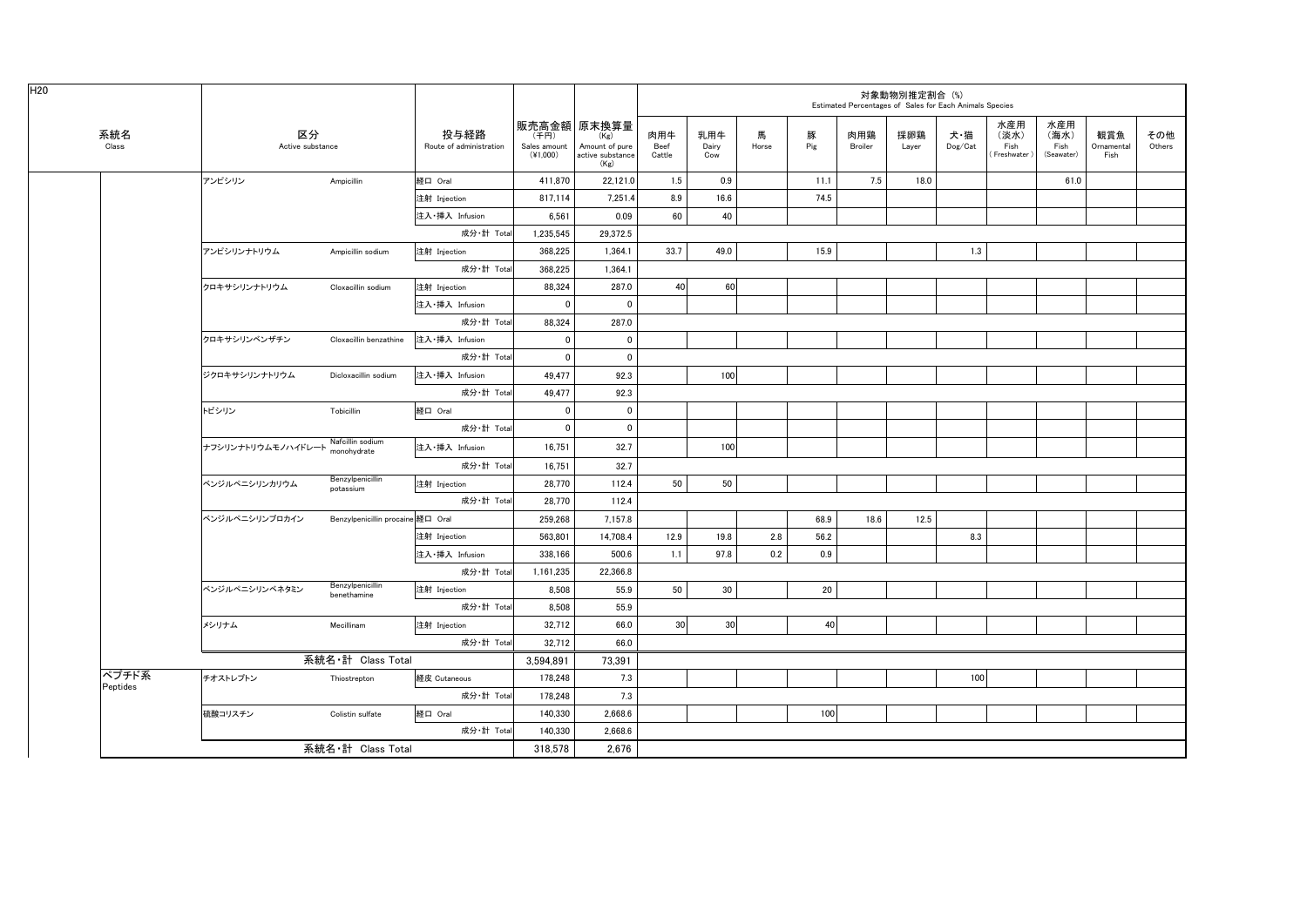H20

| 系統名 Class | 区分 Active substance | | 投与経路 Route of administration | 販売高金額 (千円) Sales amount (¥1,000) | 原末換算量 (Kg) Amount of pure active substance (Kg) | 肉用牛 Beef Cattle | 乳用牛 Dairy Cow | 馬 Horse | 豚 Pig | 肉用鶏 Broiler | 採卵鶏 Layer | 犬・猫 Dog/Cat | 水産用（淡水） Fish (Freshwater) | 水産用（海水） Fish (Seawater) | 観賞魚 Ornamental Fish | その他 Others |
|---|---|---|---|---|---|---|---|---|---|---|---|---|---|---|---|---|
| | | | | | | 対象動物別推定割合 (%) Estimated Percentages of Sales for Each Animals Species | | | | | | | | | | |
| | アンピシリン | Ampicillin | 経口 Oral | 411,870 | 22,121.0 | 1.5 | 0.9 | | 11.1 | 7.5 | 18.0 | | | 61.0 | | |
| | | | 注射 Injection | 817,114 | 7,251.4 | 8.9 | 16.6 | | 74.5 | | | | | | | |
| | | | 注入・挿入 Infusion | 6,561 | 0.09 | 60 | 40 | | | | | | | | | |
| | | | 成分・計 Total | 1,235,545 | 29,372.5 | | | | | | | | | | | |
| | アンピシリンナトリウム | Ampicillin sodium | 注射 Injection | 368,225 | 1,364.1 | 33.7 | 49.0 | | 15.9 | | | 1.3 | | | | |
| | | | 成分・計 Total | 368,225 | 1,364.1 | | | | | | | | | | | |
| | クロキサシリンナトリウム | Cloxacillin sodium | 注射 Injection | 88,324 | 287.0 | 40 | 60 | | | | | | | | | |
| | | | 注入・挿入 Infusion | 0 | 0 | | | | | | | | | | | |
| | | | 成分・計 Total | 88,324 | 287.0 | | | | | | | | | | | |
| | クロキサシリンベンザチン | Cloxacillin benzathine | 注入・挿入 Infusion | 0 | 0 | | | | | | | | | | | |
| | | | 成分・計 Total | 0 | 0 | | | | | | | | | | | |
| | ジクロキサシリンナトリウム | Dicloxacillin sodium | 注入・挿入 Infusion | 49,477 | 92.3 | | 100 | | | | | | | | | |
| | | | 成分・計 Total | 49,477 | 92.3 | | | | | | | | | | | |
| | トビシリン | Tobicillin | 経口 Oral | 0 | 0 | | | | | | | | | | | |
| | | | 成分・計 Total | 0 | 0 | | | | | | | | | | | |
| | ナフシリンナトリウムモノハイドレート | Nafcillin sodium monohydrate | 注入・挿入 Infusion | 16,751 | 32.7 | | 100 | | | | | | | | | |
| | | | 成分・計 Total | 16,751 | 32.7 | | | | | | | | | | | |
| | ベンジルペニシリンカリウム | Benzylpenicillin potassium | 注射 Injection | 28,770 | 112.4 | 50 | 50 | | | | | | | | | |
| | | | 成分・計 Total | 28,770 | 112.4 | | | | | | | | | | | |
| | ベンジルペニシリンプロカイン | Benzylpenicillin procaine | 経口 Oral | 259,268 | 7,157.8 | | | | 68.9 | 18.6 | 12.5 | | | | | |
| | | | 注射 Injection | 563,801 | 14,708.4 | 12.9 | 19.8 | 2.8 | 56.2 | | | 8.3 | | | | |
| | | | 注入・挿入 Infusion | 338,166 | 500.6 | 1.1 | 97.8 | 0.2 | 0.9 | | | | | | | |
| | | | 成分・計 Total | 1,161,235 | 22,366.8 | | | | | | | | | | | |
| | ベンジルペニシリンベネタミン | Benzylpenicillin benethamine | 注射 Injection | 8,508 | 55.9 | 50 | 30 | | 20 | | | | | | | |
| | | | 成分・計 Total | 8,508 | 55.9 | | | | | | | | | | | |
| | メシリナム | Mecillinam | 注射 Injection | 32,712 | 66.0 | 30 | 30 | | 40 | | | | | | | |
| | | | 成分・計 Total | 32,712 | 66.0 | | | | | | | | | | | |
| | 系統名・計 Class Total | | | 3,594,891 | 73,391 | | | | | | | | | | | |
| ペプチド系 Peptides | チオストレプトン | Thiostrepton | 経皮 Cutaneous | 178,248 | 7.3 | | | | | | | 100 | | | | |
| | | | 成分・計 Total | 178,248 | 7.3 | | | | | | | | | | | |
| | 硫酸コリスチン | Colistin sulfate | 経口 Oral | 140,330 | 2,668.6 | | | | 100 | | | | | | | |
| | | | 成分・計 Total | 140,330 | 2,668.6 | | | | | | | | | | | |
| | 系統名・計 Class Total | | | 318,578 | 2,676 | | | | | | | | | | | |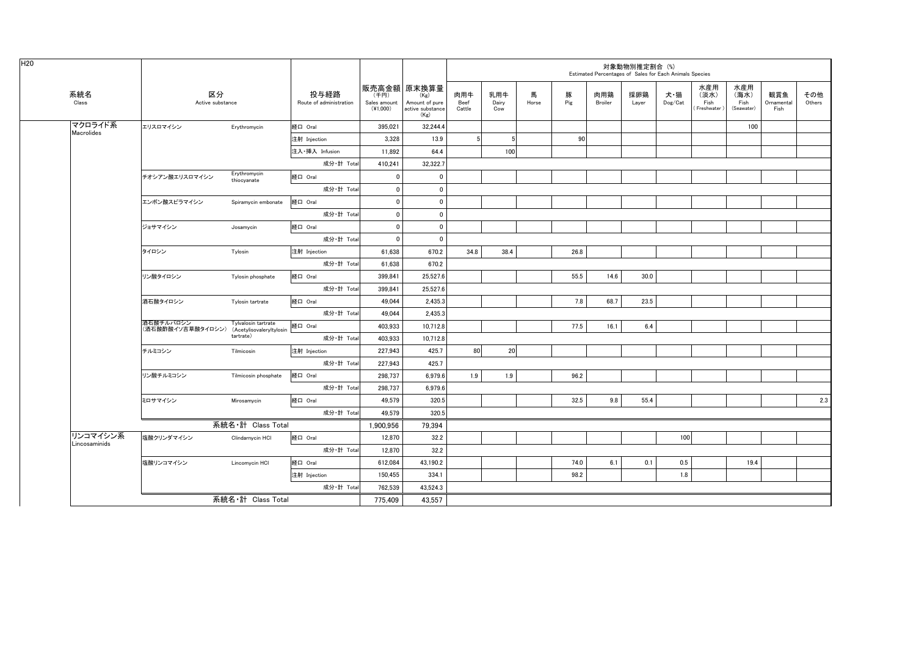H20

| 系統名 Class | 区分 Active substance | | 投与経路 Route of administration | 販売高金額 (千円) Sales amount (¥1,000) | 原末換算量 (Kg) Amount of pure active substance (Kg) | 対象動物別推定割合 (%) Estimated Percentages of Sales for Each Animals Species | | | | | | | | | | |
|---|---|---|---|---|---|---|---|---|---|---|---|---|---|---|---|---|
| | | | | | | 肉用牛 Beef Cattle | 乳用牛 Dairy Cow | 馬 Horse | 豚 Pig | 肉用鶏 Broiler | 採卵鶏 Layer | 犬・猫 Dog/Cat | 水産用 (淡水) Fish (Freshwater) | 水産用 (海水) Fish (Seawater) | 観賞魚 Ornamental Fish | その他 Others |
| マクロライド系 Macrolides | エリスロマイシン | Erythromycin | 経口 Oral | 395,021 | 32,244.4 | | | | | | | | | 100 | | |
| | | | 注射 Injection | 3,328 | 13.9 | 5 | 5 | | 90 | | | | | | | |
| | | | 注入・挿入 Infusion | 11,892 | 64.4 | | 100 | | | | | | | | | |
| | | | 成分・計 Total | 410,241 | 32,322.7 | | | | | | | | | | | |
| | チオシアン酸エリスロマイシン | Erythromycin thiocyanate | 経口 Oral | 0 | 0 | | | | | | | | | | | |
| | | | 成分・計 Total | 0 | 0 | | | | | | | | | | | |
| | エンボン酸スピラマイシン | Spiramycin embonate | 経口 Oral | 0 | 0 | | | | | | | | | | | |
| | | | 成分・計 Total | 0 | 0 | | | | | | | | | | | |
| | ジョサマイシン | Josamycin | 経口 Oral | 0 | 0 | | | | | | | | | | | |
| | | | 成分・計 Total | 0 | 0 | | | | | | | | | | | |
| | タイロシン | Tylosin | 注射 Injection | 61,638 | 670.2 | 34.8 | 38.4 | | 26.8 | | | | | | | |
| | | | 成分・計 Total | 61,638 | 670.2 | | | | | | | | | | | |
| | リン酸タイロシン | Tylosin phosphate | 経口 Oral | 399,841 | 25,527.6 | | | | 55.5 | 14.6 | 30.0 | | | | | |
| | | | 成分・計 Total | 399,841 | 25,527.6 | | | | | | | | | | | |
| | 酒石酸タイロシン | Tylosin tartrate | 経口 Oral | 49,044 | 2,435.3 | | | | 7.8 | 68.7 | 23.5 | | | | | |
| | | | 成分・計 Total | 49,044 | 2,435.3 | | | | | | | | | | | |
| | 酒石酸チルバロシン (酒石酸酢酸イソ吉草酸タイロシン) | Tylvalosin tartrate (Acetylisovaleryltylosin tartrate) | 経口 Oral | 403,933 | 10,712.8 | | | | 77.5 | 16.1 | 6.4 | | | | | |
| | | | 成分・計 Total | 403,933 | 10,712.8 | | | | | | | | | | | |
| | チルミコシン | Tilmicosin | 注射 Injection | 227,943 | 425.7 | 80 | 20 | | | | | | | | | |
| | | | 成分・計 Total | 227,943 | 425.7 | | | | | | | | | | | |
| | リン酸チルミコシン | Tilmicosin phosphate | 経口 Oral | 298,737 | 6,979.6 | 1.9 | 1.9 | | 96.2 | | | | | | | |
| | | | 成分・計 Total | 298,737 | 6,979.6 | | | | | | | | | | | |
| | ミロサマイシン | Mirosamycin | 経口 Oral | 49,579 | 320.5 | | | | 32.5 | 9.8 | 55.4 | | | | | 2.3 |
| | | | 成分・計 Total | 49,579 | 320.5 | | | | | | | | | | | |
| | 系統名・計 Class Total | | | 1,900,956 | 79,394 | | | | | | | | | | | |
| リンコマイシン系 Lincosaminids | 塩酸クリンダマイシン | Clindamycin HCl | 経口 Oral | 12,870 | 32.2 | | | | | | | 100 | | | | |
| | | | 成分・計 Total | 12,870 | 32.2 | | | | | | | | | | | |
| | 塩酸リンコマイシン | Lincomycin HCl | 経口 Oral | 612,084 | 43,190.2 | | | | 74.0 | 6.1 | 0.1 | 0.5 | | 19.4 | | |
| | | | 注射 Injection | 150,455 | 334.1 | | | | 98.2 | | | 1.8 | | | | |
| | | | 成分・計 Total | 762,539 | 43,524.3 | | | | | | | | | | | |
| | 系統名・計 Class Total | | | 775,409 | 43,557 | | | | | | | | | | | |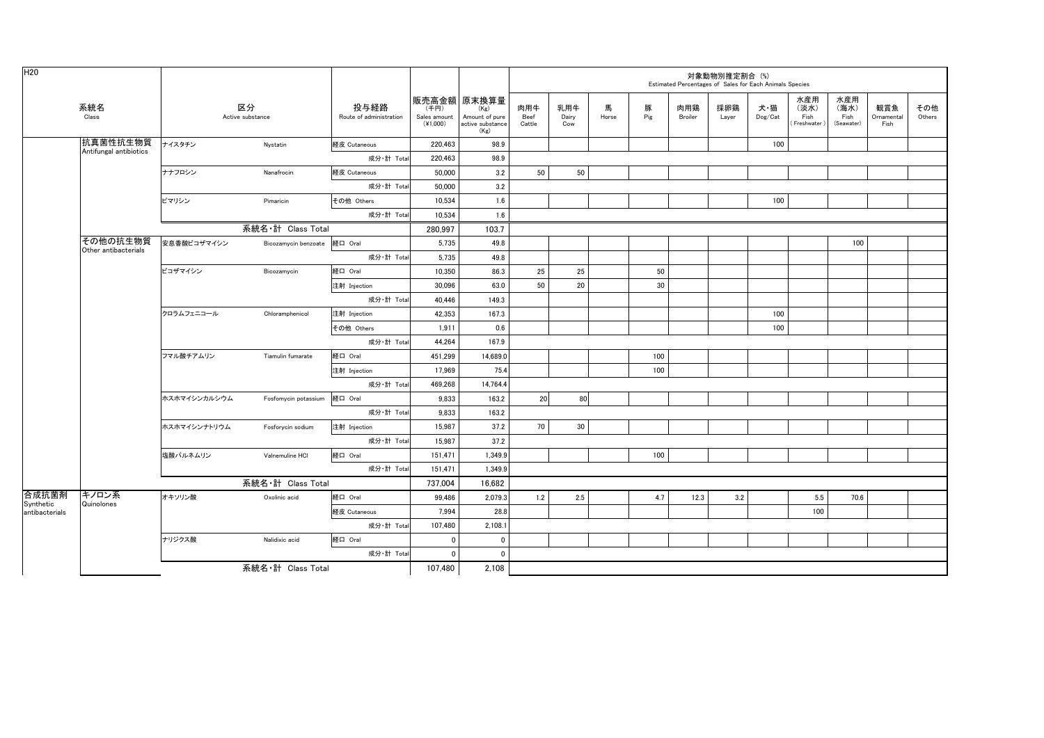H20

| 系統名 Class | | 区分 Active substance | | 投与経路 Route of administration | 販売高金額 (千円) Sales amount (¥1,000) | 原末換算量 (Kg) Amount of pure active substance (Kg) | 対象動物別推定割合 (%) Estimated Percentages of Sales for Each Animals Species | | | | | | | | | | |
|---|---|---|---|---|---|---|---|---|---|---|---|---|---|---|---|---|---|
| | | | | | | | 肉用牛 Beef Cattle | 乳用牛 Dairy Cow | 馬 Horse | 豚 Pig | 肉用鶏 Broiler | 採卵鶏 Layer | 犬・猫 Dog/Cat | 水産用（淡水）Fish (Freshwater) | 水産用（海水）Fish (Seawater) | 観賞魚 Ornamental Fish | その他 Others |
| | 抗真菌性抗生物質 Antifungal antibiotics | ナイスタチン | Nystatin | 経皮 Cutaneous | 220,463 | 98.9 | | | | | | | 100 | | | | |
| | | | | 成分・計 Total | 220,463 | 98.9 | | | | | | | | | | | |
| | | ナナフロシン | Nanafrocin | 経皮 Cutaneous | 50,000 | 3.2 | 50 | 50 | | | | | | | | | |
| | | | | 成分・計 Total | 50,000 | 3.2 | | | | | | | | | | | |
| | | ピマリシン | Pimaricin | その他 Others | 10,534 | 1.6 | | | | | | | 100 | | | | |
| | | | | 成分・計 Total | 10,534 | 1.6 | | | | | | | | | | | |
| | | 系統名・計 Class Total | | | 280,997 | 103.7 | | | | | | | | | | | |
| | その他の抗生物質 Other antibacterials | 安息香酸ビコザマイシン | Bicozamycin benzoate | 経口 Oral | 5,735 | 49.8 | | | | | | | | | 100 | | |
| | | | | 成分・計 Total | 5,735 | 49.8 | | | | | | | | | | | |
| | | ビコザマイシン | Bicozamycin | 経口 Oral | 10,350 | 86.3 | 25 | 25 | | 50 | | | | | | | |
| | | | | 注射 Injection | 30,096 | 63.0 | 50 | 20 | | 30 | | | | | | | |
| | | | | 成分・計 Total | 40,446 | 149.3 | | | | | | | | | | | |
| | | クロラムフェニコール | Chloramphenicol | 注射 Injection | 42,353 | 167.3 | | | | | | | 100 | | | | |
| | | | | その他 Others | 1,911 | 0.6 | | | | | | | 100 | | | | |
| | | | | 成分・計 Total | 44,264 | 167.9 | | | | | | | | | | | |
| | | フマル酸チアムリン | Tiamulin fumarate | 経口 Oral | 451,299 | 14,689.0 | | | | 100 | | | | | | | |
| | | | | 注射 Injection | 17,969 | 75.4 | | | | 100 | | | | | | | |
| | | | | 成分・計 Total | 469,268 | 14,764.4 | | | | | | | | | | | |
| | | ホスホマイシンカルシウム | Fosfomycin potassium | 経口 Oral | 9,833 | 163.2 | 20 | 80 | | | | | | | | | |
| | | | | 成分・計 Total | 9,833 | 163.2 | | | | | | | | | | | |
| | | ホスホマイシンナトリウム | Fosforycin sodium | 注射 Injection | 15,987 | 37.2 | 70 | 30 | | | | | | | | | |
| | | | | 成分・計 Total | 15,987 | 37.2 | | | | | | | | | | | |
| | | 塩酸バルネムリン | Valnemuline HCl | 経口 Oral | 151,471 | 1,349.9 | | | | 100 | | | | | | | |
| | | | | 成分・計 Total | 151,471 | 1,349.9 | | | | | | | | | | | |
| | | 系統名・計 Class Total | | | 737,004 | 16,682 | | | | | | | | | | | |
| 合成抗菌剤 Synthetic antibacterials | キノロン系 Quinolones | オキソリン酸 | Oxolinic acid | 経口 Oral | 99,486 | 2,079.3 | 1.2 | 2.5 | | 4.7 | 12.3 | 3.2 | | 5.5 | 70.6 | | |
| | | | | 経皮 Cutaneous | 7,994 | 28.8 | | | | | | | | 100 | | | |
| | | | | 成分・計 Total | 107,480 | 2,108.1 | | | | | | | | | | | |
| | | ナリジクス酸 | Nalidixic acid | 経口 Oral | 0 | 0 | | | | | | | | | | | |
| | | | | 成分・計 Total | 0 | 0 | | | | | | | | | | | |
| | | 系統名・計 Class Total | | | 107,480 | 2,108 | | | | | | | | | | | |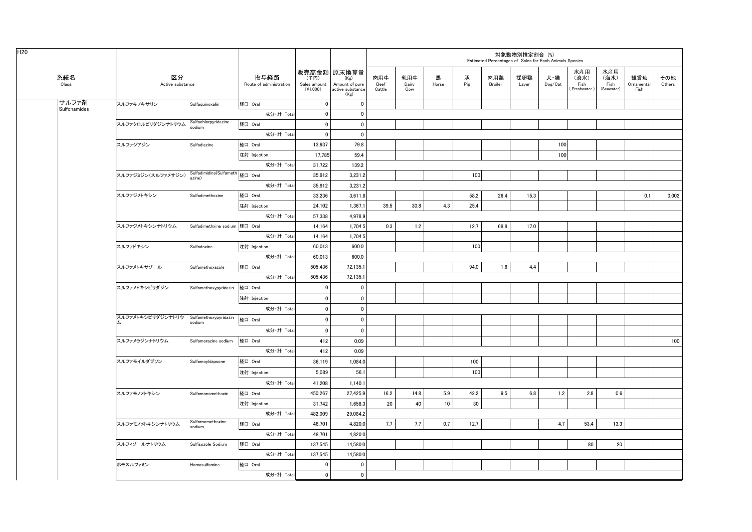H20

| 系統名 Class | 区分 Active substance | | 投与経路 Route of administration | 販売高金額 (千円) Sales amount (¥1,000) | 原末換算量 (Kg) Amount of pure active substance (Kg) | 対象動物別推定割合 (%) Estimated Percentages of Sales for Each Animals Species | | | | | | | | | | | |
|---|---|---|---|---|---|---|---|---|---|---|---|---|---|---|---|---|---|
| | | | | | | 肉用牛 Beef Cattle | 乳用牛 Dairy Cow | 馬 Horse | 豚 Pig | 肉用鶏 Broiler | 採卵鶏 Layer | 犬・猫 Dog/Cat | 水産用(淡水) Fish (Freshwater) | 水産用(海水) Fish (Seawater) | 観賞魚 Ornamental Fish | その他 Others |
| サルファ剤 Sulfonamides | スルファキノキサリン | Sulfaquinoxalin | 経口 Oral | 0 | 0 | | | | | | | | | | | |
| | | | 成分・計 Total | 0 | 0 | | | | | | | | | | | |
| | スルファクロルピリダジンナトリウム | Sulfachlorpyridazine sodium | 経口 Oral | 0 | 0 | | | | | | | | | | | |
| | | | 成分・計 Total | 0 | 0 | | | | | | | | | | | |
| | スルファジアジン | Sulfadiazine | 経口 Oral | 13,937 | 79.8 | | | | | | | 100 | | | | |
| | | | 注射 Injection | 17,785 | 59.4 | | | | | | | 100 | | | | |
| | | | 成分・計 Total | 31,722 | 139.2 | | | | | | | | | | | |
| | スルファジミジン(スルファメサジン) | Sulfadimidine(Sulfamethazine) | 経口 Oral | 35,912 | 3,231.2 | | | | 100 | | | | | | | |
| | | | 成分・計 Total | 35,912 | 3,231.2 | | | | | | | | | | | |
| | スルファジメトキシン | Sulfadimethoxine | 経口 Oral | 33,236 | 3,611.8 | | | | 58.2 | 26.4 | 15.3 | | | | 0.1 | 0.002 |
| | | | 注射 Injection | 24,102 | 1,367.1 | 39.5 | 30.8 | 4.3 | 25.4 | | | | | | | |
| | | | 成分・計 Total | 57,338 | 4,978.9 | | | | | | | | | | | |
| | スルファジメトキシンナトリウム | Sulfadimethxine sodium | 経口 Oral | 14,164 | 1,704.5 | 0.3 | 1.2 | | 12.7 | 68.8 | 17.0 | | | | | |
| | | | 成分・計 Total | 14,164 | 1,704.5 | | | | | | | | | | | |
| | スルファドキシン | Sulfadoxine | 注射 Injection | 60,013 | 600.0 | | | | 100 | | | | | | | |
| | | | 成分・計 Total | 60,013 | 600.0 | | | | | | | | | | | |
| | スルファメトキサゾール | Sulfamethoxazole | 経口 Oral | 505,436 | 72,135.1 | | | | 94.0 | 1.6 | 4.4 | | | | | |
| | | | 成分・計 Total | 505,436 | 72,135.1 | | | | | | | | | | | |
| | スルファメトキシピリダジン | Sulfamethoxypyridazin | 経口 Oral | 0 | 0 | | | | | | | | | | | |
| | | | 注射 Injection | 0 | 0 | | | | | | | | | | | |
| | | | 成分・計 Total | 0 | 0 | | | | | | | | | | | |
| | スルファメトキシピリダジンナトリウム | Sulfamethoxypyridazin sodium | 経口 Oral | 0 | 0 | | | | | | | | | | | |
| | | | 成分・計 Total | 0 | 0 | | | | | | | | | | | |
| | スルファメラジンナトリウム | Sulfamerazine sodium | 経口 Oral | 412 | 0.09 | | | | | | | | | | | 100 |
| | | | 成分・計 Total | 412 | 0.09 | | | | | | | | | | | |
| | スルファモイルダプソン | Sulfamoyldapsone | 経口 Oral | 36,119 | 1,084.0 | | | | 100 | | | | | | | |
| | | | 注射 Injection | 5,089 | 56.1 | | | | 100 | | | | | | | |
| | | | 成分・計 Total | 41,208 | 1,140.1 | | | | | | | | | | | |
| | スルファモノメトキシン | Sulfamonomethoxin | 経口 Oral | 450,267 | 27,425.9 | 16.2 | 14.8 | 5.9 | 42.2 | 9.5 | 6.8 | 1.2 | 2.8 | 0.6 | | |
| | | | 注射 Injection | 31,742 | 1,658.3 | 20 | 40 | 10 | 30 | | | | | | | |
| | | | 成分・計 Total | 482,009 | 29,084.2 | | | | | | | | | | | |
| | スルファモノメトキシンナトリウム | Sulfamomethoxine sodium | 経口 Oral | 48,701 | 4,820.0 | 7.7 | 7.7 | 0.7 | 12.7 | | | 4.7 | 53.4 | 13.3 | | |
| | | | 成分・計 Total | 48,701 | 4,820.0 | | | | | | | | | | | |
| | スルフィゾールナトリウム | Sulfisozole Sodium | 経口 Oral | 137,545 | 14,580.0 | | | | | | | | 80 | 20 | | |
| | | | 成分・計 Total | 137,545 | 14,580.0 | | | | | | | | | | | |
| | ホモスルファミン | Homosulfamine | 経口 Oral | 0 | 0 | | | | | | | | | | | |
| | | | 成分・計 Total | 0 | 0 | | | | | | | | | | | |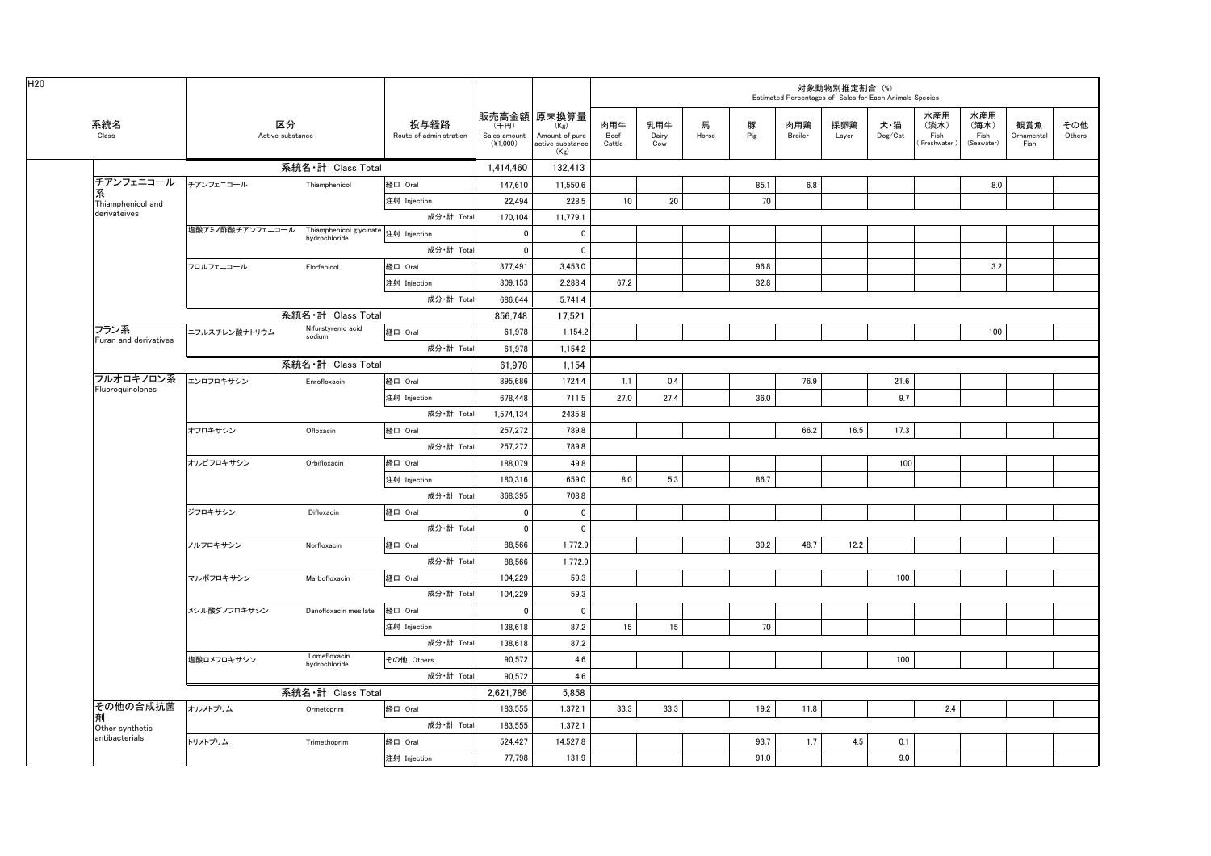H20

| 系統名 Class | 区分 Active substance | | 投与経路 Route of administration | 販売高金額 (千円) Sales amount (¥1,000) | 原末換算量 (Kg) Amount of pure active substance (Kg) | 対象動物別推定割合 (%) Estimated Percentages of Sales for Each Animals Species | | | | | | | | | | |
|---|---|---|---|---|---|---|---|---|---|---|---|---|---|---|---|---|
| | | | | | | 肉用牛 Beef Cattle | 乳用牛 Dairy Cow | 馬 Horse | 豚 Pig | 肉用鶏 Broiler | 採卵鶏 Layer | 犬・猫 Dog/Cat | 水産用(淡水) Fish (Freshwater) | 水産用(海水) Fish (Seawater) | 観賞魚 Ornamental Fish | その他 Others |
| | 系統名・計 Class Total | | | 1,414,460 | 132,413 | | | | | | | | | | | |
| チアンフェニコール系 Thiamphenicol and derivateives | チアンフェニコール | Thiamphenicol | 経口 Oral | 147,610 | 11,550.6 | | | | 85.1 | 6.8 | | | | 8.0 | | |
| | | | 注射 Injection | 22,494 | 228.5 | 10 | 20 | | 70 | | | | | | | |
| | | | 成分・計 Total | 170,104 | 11,779.1 | | | | | | | | | | | |
| | 塩酸アミノ酢酸チアンフェニコール | Thiamphenicol glycinate hydrochloride | 注射 Injection | 0 | 0 | | | | | | | | | | | |
| | | | 成分・計 Total | 0 | 0 | | | | | | | | | | | |
| | フロルフェニコール | Florfenicol | 経口 Oral | 377,491 | 3,453.0 | | | | 96.8 | | | | | 3.2 | | |
| | | | 注射 Injection | 309,153 | 2,288.4 | 67.2 | | | 32.8 | | | | | | | |
| | | | 成分・計 Total | 686,644 | 5,741.4 | | | | | | | | | | | |
| | 系統名・計 Class Total | | | 856,748 | 17,521 | | | | | | | | | | | |
| フラン系 Furan and derivatives | ニフルスチレン酸ナトリウム | Nifurstyrenic acid sodium | 経口 Oral | 61,978 | 1,154.2 | | | | | | | | | 100 | | |
| | | | 成分・計 Total | 61,978 | 1,154.2 | | | | | | | | | | | |
| | 系統名・計 Class Total | | | 61,978 | 1,154 | | | | | | | | | | | |
| フルオロキノロン系 Fluoroquinolones | エンロフロキサシン | Enrofloxacin | 経口 Oral | 895,686 | 1724.4 | 1.1 | 0.4 | | | 76.9 | | 21.6 | | | | |
| | | | 注射 Injection | 678,448 | 711.5 | 27.0 | 27.4 | | 36.0 | | | 9.7 | | | | |
| | | | 成分・計 Total | 1,574,134 | 2435.8 | | | | | | | | | | | |
| | オフロキサシン | Ofloxacin | 経口 Oral | 257,272 | 789.8 | | | | | 66.2 | 16.5 | 17.3 | | | | |
| | | | 成分・計 Total | 257,272 | 789.8 | | | | | | | | | | | |
| | オルビフロキサシン | Orbifloxacin | 経口 Oral | 188,079 | 49.8 | | | | | | | 100 | | | | |
| | | | 注射 Injection | 180,316 | 659.0 | 8.0 | 5.3 | | 86.7 | | | | | | | |
| | | | 成分・計 Total | 368,395 | 708.8 | | | | | | | | | | | |
| | ジフロキサシン | Difloxacin | 経口 Oral | 0 | 0 | | | | | | | | | | | |
| | | | 成分・計 Total | 0 | 0 | | | | | | | | | | | |
| | ノルフロキサシン | Norfloxacin | 経口 Oral | 88,566 | 1,772.9 | | | | 39.2 | 48.7 | 12.2 | | | | | |
| | | | 成分・計 Total | 88,566 | 1,772.9 | | | | | | | | | | | |
| | マルボフロキサシン | Marbofloxacin | 経口 Oral | 104,229 | 59.3 | | | | | | | 100 | | | | |
| | | | 成分・計 Total | 104,229 | 59.3 | | | | | | | | | | | |
| | メシル酸ダノフロキサシン | Danofloxacin mesilate | 経口 Oral | 0 | 0 | | | | | | | | | | | |
| | | | 注射 Injection | 138,618 | 87.2 | 15 | 15 | | 70 | | | | | | | |
| | | | 成分・計 Total | 138,618 | 87.2 | | | | | | | | | | | |
| | 塩酸ロメフロキサシン | Lomefloxacin hydrochloride | その他 Others | 90,572 | 4.6 | | | | | | | 100 | | | | |
| | | | 成分・計 Total | 90,572 | 4.6 | | | | | | | | | | | |
| | 系統名・計 Class Total | | | 2,621,786 | 5,858 | | | | | | | | | | | |
| その他の合成抗菌剤 Other synthetic antibacterials | オルメトプリム | Ormetoprim | 経口 Oral | 183,555 | 1,372.1 | 33.3 | 33.3 | | 19.2 | 11.8 | | | 2.4 | | | |
| | | | 成分・計 Total | 183,555 | 1,372.1 | | | | | | | | | | | |
| | トリメトプリム | Trimethoprim | 経口 Oral | 524,427 | 14,527.8 | | | | 93.7 | 1.7 | 4.5 | 0.1 | | | | |
| | | | 注射 Injection | 77,798 | 131.9 | | | | 91.0 | | | 9.0 | | | | |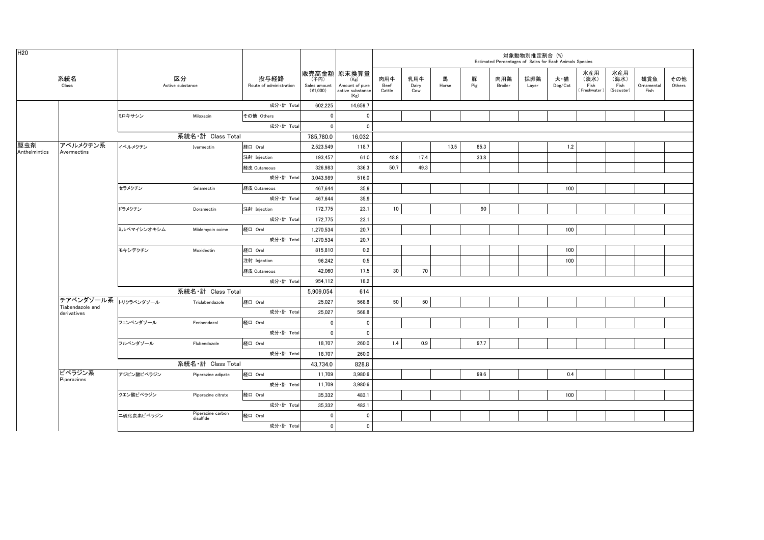H20

| 系統名 Class | | 区分 Active substance | | 投与経路 Route of administration | 販売高金額 (千円) Sales amount (¥1,000) | 原末換算量 (Kg) Amount of pure active substance (Kg) | 対象動物別推定割合 (%) Estimated Percentages of Sales for Each Animals Species | | | | | | | | | | |
|---|---|---|---|---|---|---|---|---|---|---|---|---|---|---|---|---|---|
| | | | | | | | 肉用牛 Beef Cattle | 乳用牛 Dairy Cow | 馬 Horse | 豚 Pig | 肉用鶏 Broiler | 採卵鶏 Layer | 犬・猫 Dog/Cat | 水産用(淡水) Fish (Freshwater) | 水産用(海水) Fish (Seawater) | 観賞魚 Ornamental Fish | その他 Others |
| | | | | 成分・計 Total | 602,225 | 14,659.7 | | | | | | | | | | | |
| | | ミロキサシン | Miloxacin | その他 Others | 0 | 0 | | | | | | | | | | | |
| | | | | 成分・計 Total | 0 | 0 | | | | | | | | | | | |
| | | 系統名・計 Class Total | | | 785,780.0 | 16,032 | | | | | | | | | | | |
| 駆虫剤 Anthelmintics | アベルメクチン系 Avermectins | イベルメクチン | Ivermectin | 経口 Oral | 2,523,549 | 118.7 | | | 13.5 | 85.3 | | | 1.2 | | | | |
| | | | | 注射 Injection | 193,457 | 61.0 | 48.8 | 17.4 | | 33.8 | | | | | | | |
| | | | | 経皮 Cutaneous | 326,983 | 336.3 | 50.7 | 49.3 | | | | | | | | | |
| | | | | 成分・計 Total | 3,043,989 | 516.0 | | | | | | | | | | | |
| | | セラメクチン | Selamectin | 経皮 Cutaneous | 467,644 | 35.9 | | | | | | | 100 | | | | |
| | | | | 成分・計 Total | 467,644 | 35.9 | | | | | | | | | | | |
| | | ドラメクチン | Doramectin | 注射 Injection | 172,775 | 23.1 | 10 | | | 90 | | | | | | | |
| | | | | 成分・計 Total | 172,775 | 23.1 | | | | | | | | | | | |
| | | ミルベマイシンオキシム | Miblemycin oxime | 経口 Oral | 1,270,534 | 20.7 | | | | | | | 100 | | | | |
| | | | | 成分・計 Total | 1,270,534 | 20.7 | | | | | | | | | | | |
| | | モキシデクチン | Moxidectin | 経口 Oral | 815,810 | 0.2 | | | | | | | 100 | | | | |
| | | | | 注射 Injection | 96,242 | 0.5 | | | | | | | 100 | | | | |
| | | | | 経皮 Cutaneous | 42,060 | 17.5 | 30 | 70 | | | | | | | | | |
| | | | | 成分・計 Total | 954,112 | 18.2 | | | | | | | | | | | |
| | | 系統名・計 Class Total | | | 5,909,054 | 614 | | | | | | | | | | | |
| | チアベンダゾール系 Tiabendazole and derivatives | トリクラベンダゾール | Triclabendazole | 経口 Oral | 25,027 | 568.8 | 50 | 50 | | | | | | | | | |
| | | | | 成分・計 Total | 25,027 | 568.8 | | | | | | | | | | | |
| | | フェンベンダゾール | Fenbendazol | 経口 Oral | 0 | 0 | | | | | | | | | | | |
| | | | | 成分・計 Total | 0 | 0 | | | | | | | | | | | |
| | | フルベンダゾール | Flubendazole | 経口 Oral | 18,707 | 260.0 | 1.4 | 0.9 | | 97.7 | | | | | | | |
| | | | | 成分・計 Total | 18,707 | 260.0 | | | | | | | | | | | |
| | | 系統名・計 Class Total | | | 43,734.0 | 828.8 | | | | | | | | | | | |
| | ピペラジン系 Piperazines | アジピン酸ピペラジン | Piperazine adipate | 経口 Oral | 11,709 | 3,980.6 | | | | 99.6 | | | 0.4 | | | | |
| | | | | 成分・計 Total | 11,709 | 3,980.6 | | | | | | | | | | | |
| | | クエン酸ピペラジン | Piperazine citrate | 経口 Oral | 35,332 | 483.1 | | | | | | | 100 | | | | |
| | | | | 成分・計 Total | 35,332 | 483.1 | | | | | | | | | | | |
| | | 二硫化炭素ピペラジン | Piperazine carbon disulfide | 経口 Oral | 0 | 0 | | | | | | | | | | | |
| | | | | 成分・計 Total | 0 | 0 | | | | | | | | | | | |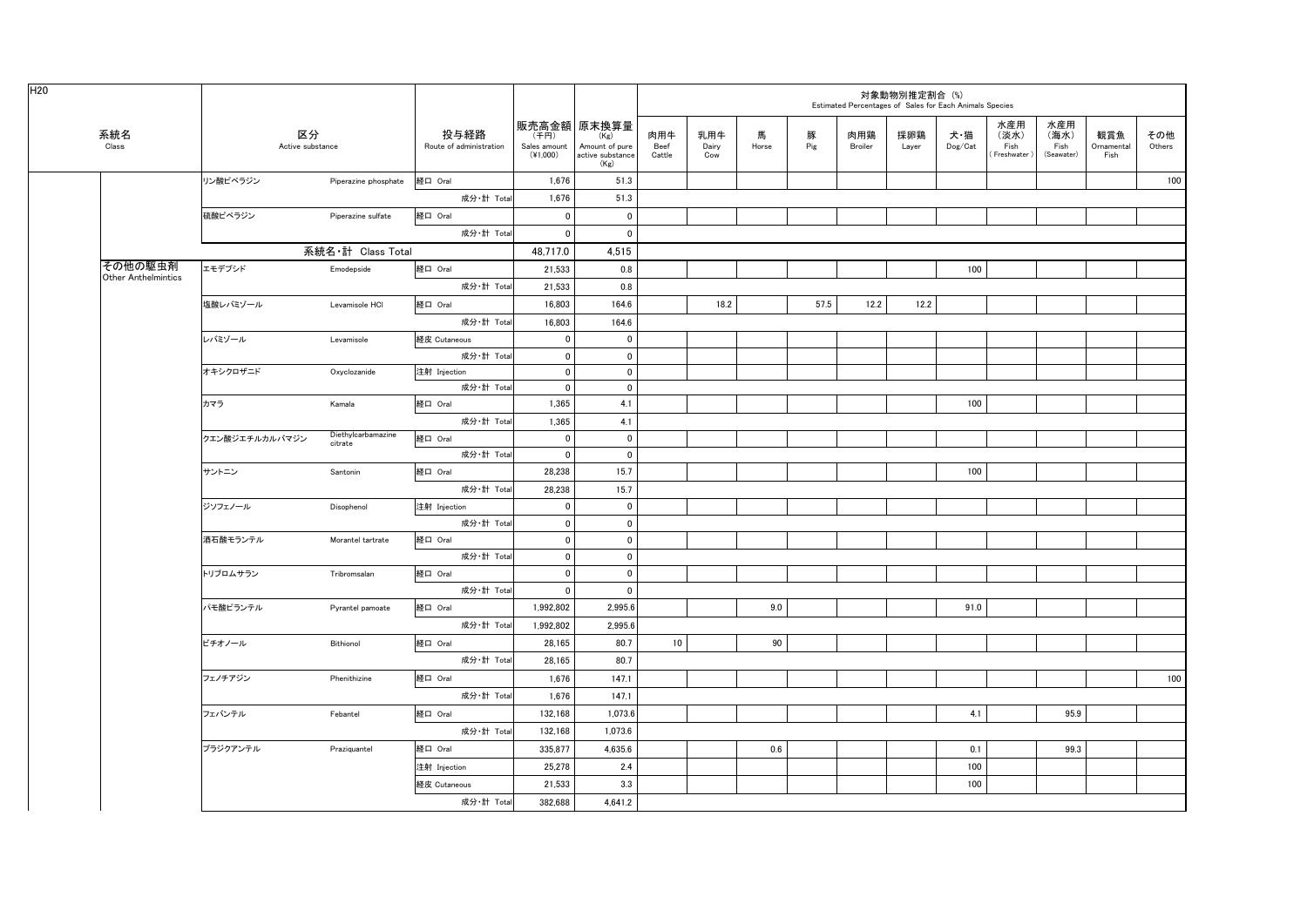H20

| 系統名 Class | 区分 Active substance | | 投与経路 Route of administration | 販売高金額 (千円) Sales amount (¥1,000) | 原末換算量 (Kg) Amount of pure active substance (Kg) | 対象動物別推定割合 (%) Estimated Percentages of Sales for Each Animals Species | | | | | | | | | | |
|---|---|---|---|---|---|---|---|---|---|---|---|---|---|---|---|---|
| | | | | | | 肉用牛 Beef Cattle | 乳用牛 Dairy Cow | 馬 Horse | 豚 Pig | 肉用鶏 Broiler | 採卵鶏 Layer | 犬・猫 Dog/Cat | 水産用 (淡水) Fish (Freshwater) | 水産用 (海水) Fish (Seawater) | 観賞魚 Ornamental Fish | その他 Others |
| | リン酸ピペラジン | Piperazine phosphate | 経口 Oral | 1,676 | 51.3 | | | | | | | | | | | 100 |
| | | | 成分・計 Total | 1,676 | 51.3 | | | | | | | | | | | |
| | 硫酸ピペラジン | Piperazine sulfate | 経口 Oral | 0 | 0 | | | | | | | | | | | |
| | | | 成分・計 Total | 0 | 0 | | | | | | | | | | | |
| | 系統名・計 Class Total | | | 48,717.0 | 4,515 | | | | | | | | | | | |
| その他の駆虫剤 Other Anthelmintics | エモデプシド | Emodepside | 経口 Oral | 21,533 | 0.8 | | | | | | | 100 | | | | |
| | | | 成分・計 Total | 21,533 | 0.8 | | | | | | | | | | | |
| | 塩酸レバミゾール | Levamisole HCl | 経口 Oral | 16,803 | 164.6 | | 18.2 | | 57.5 | 12.2 | 12.2 | | | | | |
| | | | 成分・計 Total | 16,803 | 164.6 | | | | | | | | | | | |
| | レバミゾール | Levamisole | 経皮 Cutaneous | 0 | 0 | | | | | | | | | | | |
| | | | 成分・計 Total | 0 | 0 | | | | | | | | | | | |
| | オキシクロザニド | Oxyclozanide | 注射 Injection | 0 | 0 | | | | | | | | | | | |
| | | | 成分・計 Total | 0 | 0 | | | | | | | | | | | |
| | カマラ | Kamala | 経口 Oral | 1,365 | 4.1 | | | | | | | 100 | | | | |
| | | | 成分・計 Total | 1,365 | 4.1 | | | | | | | | | | | |
| | クエン酸ジエチルカルバマジン | Diethylcarbamazine citrate | 経口 Oral | 0 | 0 | | | | | | | | | | | |
| | | | 成分・計 Total | 0 | 0 | | | | | | | | | | | |
| | サントニン | Santonin | 経口 Oral | 28,238 | 15.7 | | | | | | | 100 | | | | |
| | | | 成分・計 Total | 28,238 | 15.7 | | | | | | | | | | | |
| | ジソフェノール | Disophenol | 注射 Injection | 0 | 0 | | | | | | | | | | | |
| | | | 成分・計 Total | 0 | 0 | | | | | | | | | | | |
| | 酒石酸モランテル | Morantel tartrate | 経口 Oral | 0 | 0 | | | | | | | | | | | |
| | | | 成分・計 Total | 0 | 0 | | | | | | | | | | | |
| | トリブロムサラン | Tribromsalan | 経口 Oral | 0 | 0 | | | | | | | | | | | |
| | | | 成分・計 Total | 0 | 0 | | | | | | | | | | | |
| | パモ酸ピランテル | Pyrantel pamoate | 経口 Oral | 1,992,802 | 2,995.6 | | | 9.0 | | | | 91.0 | | | | |
| | | | 成分・計 Total | 1,992,802 | 2,995.6 | | | | | | | | | | | |
| | ビチオノール | Bithionol | 経口 Oral | 28,165 | 80.7 | 10 | | 90 | | | | | | | | |
| | | | 成分・計 Total | 28,165 | 80.7 | | | | | | | | | | | |
| | フェノチアジン | Phenithizine | 経口 Oral | 1,676 | 147.1 | | | | | | | | | | | 100 |
| | | | 成分・計 Total | 1,676 | 147.1 | | | | | | | | | | | |
| | フェバンテル | Febantel | 経口 Oral | 132,168 | 1,073.6 | | | | | | | 4.1 | | 95.9 | | |
| | | | 成分・計 Total | 132,168 | 1,073.6 | | | | | | | | | | | |
| | プラジクアンテル | Praziquantel | 経口 Oral | 335,877 | 4,635.6 | | | 0.6 | | | | 0.1 | | 99.3 | | |
| | | | 注射 Injection | 25,278 | 2.4 | | | | | | | 100 | | | | |
| | | | 経皮 Cutaneous | 21,533 | 3.3 | | | | | | | 100 | | | | |
| | | | 成分・計 Total | 382,688 | 4,641.2 | | | | | | | | | | | |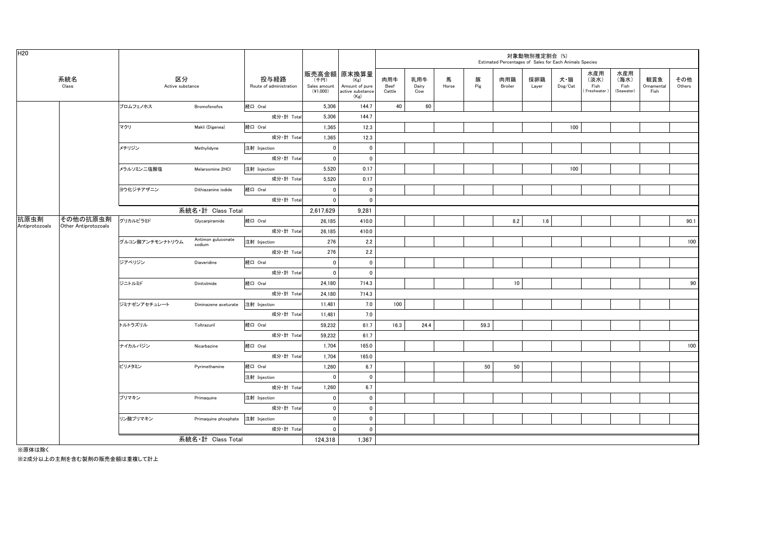H20

| 系統名 Class | | 区分 Active substance | | 投与経路 Route of administration | 販売高金額 (千円) Sales amount (¥1,000) | 原末換算量 (Kg) Amount of pure active substance (Kg) | 対象動物別推定割合 (%) Estimated Percentages of Sales for Each Animals Species | | | | | | | | | | |
|---|---|---|---|---|---|---|---|---|---|---|---|---|---|---|---|---|---|
| | | | | | | | 肉用牛 Beef Cattle | 乳用牛 Dairy Cow | 馬 Horse | 豚 Pig | 肉用鶏 Broiler | 採卵鶏 Layer | 犬・猫 Dog/Cat | 水産用(淡水) Fish (Freshwater) | 水産用(海水) Fish (Seawater) | 観賞魚 Ornamental Fish | その他 Others |
| | | ブロムフェノホス | Bromofenofos | 経口 Oral | 5,306 | 144.7 | 40 | 60 | | | | | | | | | |
| | | | | 成分・計 Total | 5,306 | 144.7 | | | | | | | | | | | |
| | | マクリ | Makli (Digenea) | 経口 Oral | 1,365 | 12.3 | | | | | | | 100 | | | | |
| | | | | 成分・計 Total | 1,365 | 12.3 | | | | | | | | | | | |
| | | メチリジン | Methylidyne | 注射 Injection | 0 | 0 | | | | | | | | | | | |
| | | | | 成分・計 Total | 0 | 0 | | | | | | | | | | | |
| | | メラルソミン二塩酸塩 | Melarsomine 2HCl | 注射 Injection | 5,520 | 0.17 | | | | | | | 100 | | | | |
| | | | | 成分・計 Total | 5,520 | 0.17 | | | | | | | | | | | |
| | | ヨウ化ジチアザニン | Dithiazanine iodide | 経口 Oral | 0 | 0 | | | | | | | | | | | |
| | | | | 成分・計 Total | 0 | 0 | | | | | | | | | | | |
| | | 系統名・計 Class Total | | | 2,617,629 | 9,281 | | | | | | | | | | | |
| 抗原虫剤 Antiprotozoals | その他の抗原虫剤 Other Antiprotozoals | グリカルピラミド | Glycarpiramide | 経口 Oral | 26,185 | 410.0 | | | | | 8.2 | 1.6 | | | | | 90.1 |
| | | | | 成分・計 Total | 26,185 | 410.0 | | | | | | | | | | | |
| | | グルコン酸アンチモンナトリウム | Antimon guluconate sodium | 注射 Injection | 276 | 2.2 | | | | | | | | | | | 100 |
| | | | | 成分・計 Total | 276 | 2.2 | | | | | | | | | | | |
| | | ジアベリジン | Diaveridine | 経口 Oral | 0 | 0 | | | | | | | | | | | |
| | | | | 成分・計 Total | 0 | 0 | | | | | | | | | | | |
| | | ジニトルミド | Dinitolmide | 経口 Oral | 24,180 | 714.3 | | | | | 10 | | | | | | 90 |
| | | | | 成分・計 Total | 24,180 | 714.3 | | | | | | | | | | | |
| | | ジミナゼンアセチュレート | Diminazene aceturate | 注射 Injection | 11,481 | 7.0 | 100 | | | | | | | | | | |
| | | | | 成分・計 Total | 11,481 | 7.0 | | | | | | | | | | | |
| | | トルトラズリル | Toltrazuril | 経口 Oral | 59,232 | 61.7 | 16.3 | 24.4 | | 59.3 | | | | | | | |
| | | | | 成分・計 Total | 59,232 | 61.7 | | | | | | | | | | | |
| | | ナイカルバジン | Nicarbazine | 経口 Oral | 1,704 | 165.0 | | | | | | | | | | | 100 |
| | | | | 成分・計 Total | 1,704 | 165.0 | | | | | | | | | | | |
| | | ピリメタミン | Pyrimethamine | 経口 Oral | 1,260 | 6.7 | | | | 50 | 50 | | | | | | |
| | | | | 注射 Injection | 0 | 0 | | | | | | | | | | | |
| | | | | 成分・計 Total | 1,260 | 6.7 | | | | | | | | | | | |
| | | プリマキン | Primaquine | 注射 Injection | 0 | 0 | | | | | | | | | | | |
| | | | | 成分・計 Total | 0 | 0 | | | | | | | | | | | |
| | | リン酸プリマキン | Primaquine phosphate | 注射 Injection | 0 | 0 | | | | | | | | | | | |
| | | | | 成分・計 Total | 0 | 0 | | | | | | | | | | | |
| | | 系統名・計 Class Total | | | 124,318 | 1,367 | | | | | | | | | | | |

※原体は除く

※2成分以上の主剤を含む製剤の販売金額は重複して計上